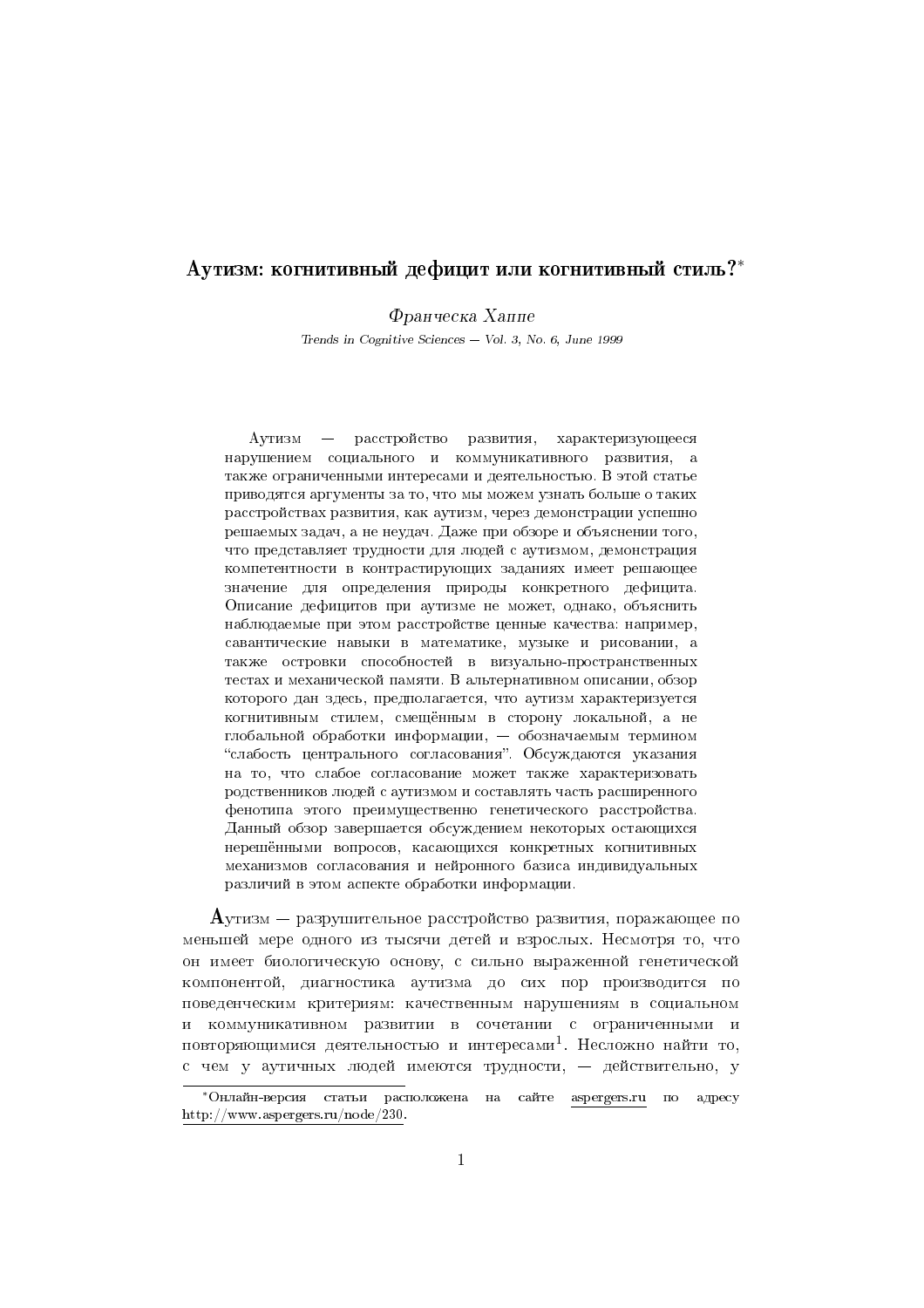# Аутизм: когнитивный дефицит или когнитивный стиль?*

*Франческа Хаппе*

*Trends in Cognitive Sciences — Vol. 3, No. 6, June 1999*

Аутизм — расстройство развития, характеризующееся нарушением социального и коммуникативного развития, а также ограниченными интересами и деятельностью. В этой статье приводятся аргументы за то, что мы можем узнать больше о таких расстройствах развития, как аутизм, через демонстрации успешно решаемых задач, а не неудач. Даже при обзоре и объяснении того, что представляет трудности для людей с аутизмом, демонстрация компетентности в контрастирующих заданиях имеет решающее значение для определения природы конкретного дефицита. Описание дефицитов при аутизме не может, однако, объяснить наблюдаемые при этом расстройстве ценные качества: например, савантические навыки в математике, музыке и рисовании, а также островки способностей в визуально-пространственных тестах и механической памяти. В альтернативном описании, обзор которого дан здесь, предполагается, что аутизм характеризуется когнитивным стилем, смещённым в сторону локальной, а не глобальной обработки информации, — обозначаемым термином "слабость центрального согласования". Обсуждаются указания на то, что слабое согласование может также характеризовать родственников людей с аутизмом и составлять часть расширенного фенотипа этого преимущественно генетического расстройства. Данный обзор завершается обсуждением некоторых остающихся нерешёнными вопросов, касающихся конкретных когнитивных механизмов согласования и нейронного базиса индивидуальных различий в этом аспекте обработки информации.

**А**утизм — разрушительное расстройство развития, поражающее по меньшей мере одного из тысячи детей и взрослых. Несмотря то, что он имеет биологическую основу, с сильно выраженной генетической компонентой, диагностика аутизма до сих пор производится по поведенческим критериям: качественным нарушениям в социальном и коммуникативном развитии в сочетании с ограниченными и повторяющимися деятельностью и интересами[1]. Несложно найти то, с чем у аутичных людей имеются трудности, — действительно, у

---

*Онлайн-версия статьи расположена на сайте aspergers.ru по адресу http://www.aspergers.ru/node/230.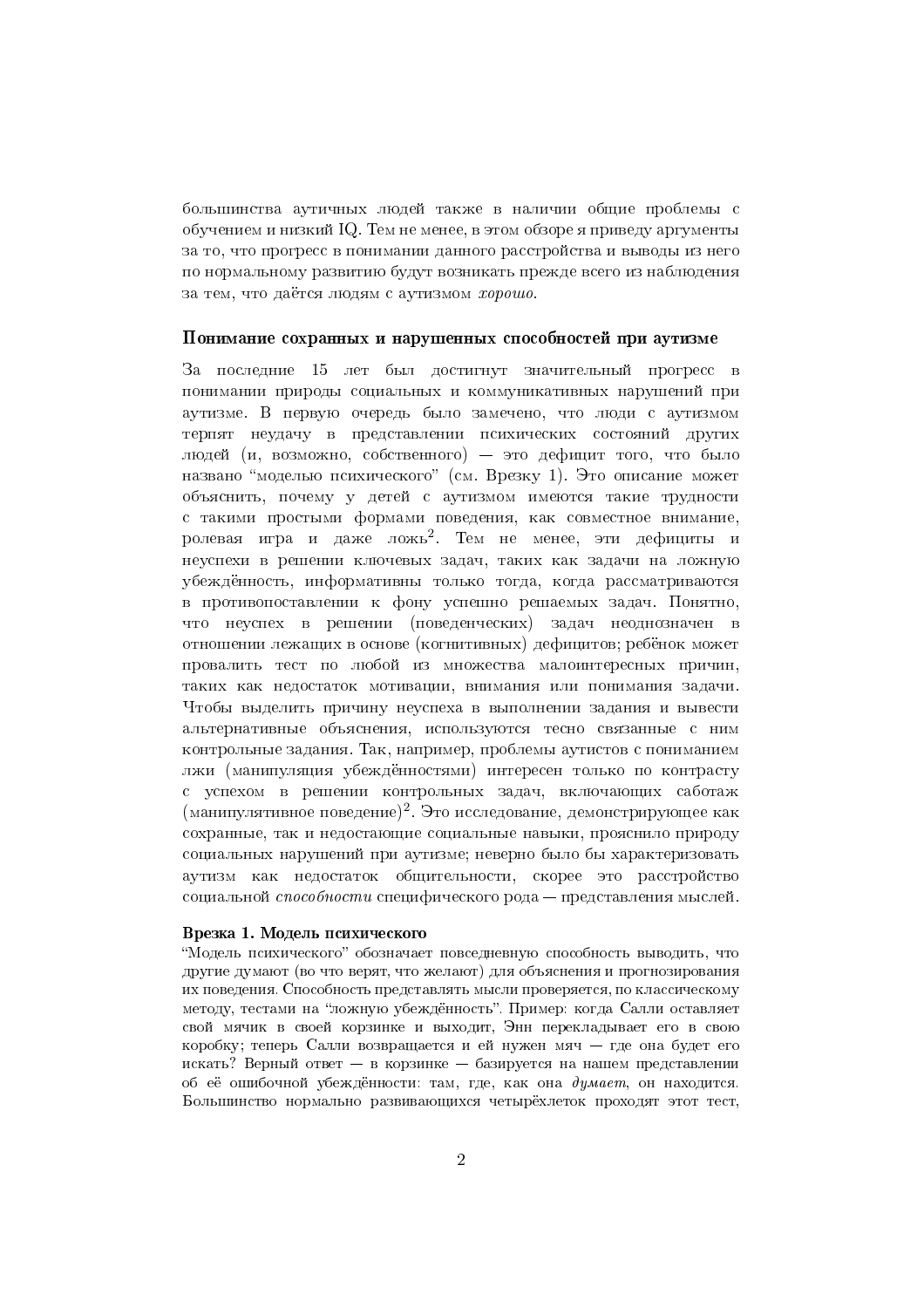большинства аутичных людей также в наличии общие проблемы с обучением и низкий IQ. Тем не менее, в этом обзоре я приведу аргументы за то, что прогресс в понимании данного расстройства и выводы из него по нормальному развитию будут возникать прежде всего из наблюдения за тем, что даётся людям с аутизмом *хорошо*.

## Понимание сохранных и нарушенных способностей при аутизме

За последние 15 лет был достигнут значительный прогресс в понимании природы социальных и коммуникативных нарушений при аутизме. В первую очередь было замечено, что люди с аутизмом терпят неудачу в представлении психических состояний других людей (и, возможно, собственного) — это дефицит того, что было названо "моделью психического" (см. Врезку 1). Это описание может объяснить, почему у детей с аутизмом имеются такие трудности с такими простыми формами поведения, как совместное внимание, ролевая игра и даже ложь[2]. Тем не менее, эти дефициты и неуспехи в решении ключевых задач, таких как задачи на ложную убеждённость, информативны только тогда, когда рассматриваются в противопоставлении к фону успешно решаемых задач. Понятно, что неуспех в решении (поведенческих) задач неоднозначен в отношении лежащих в основе (когнитивных) дефицитов; ребёнок может провалить тест по любой из множества малоинтересных причин, таких как недостаток мотивации, внимания или понимания задачи. Чтобы выделить причину неуспеха в выполнении задания и вывести альтернативные объяснения, используются тесно связанные с ним контрольные задания. Так, например, проблемы аутистов с пониманием лжи (манипуляция убеждённостями) интересен только по контрасту с успехом в решении контрольных задач, включающих саботаж (манипулятивное поведение)[2]. Это исследование, демонстрирующее как сохранные, так и недостающие социальные навыки, прояснило природу социальных нарушений при аутизме; неверно было бы характеризовать аутизм как недостаток общительности, скорее это расстройство социальной *способности* специфического рода — представления мыслей.

### Врезка 1. Модель психического

"Модель психического" обозначает повседневную способность выводить, что другие думают (во что верят, что желают) для объяснения и прогнозирования их поведения. Способность представлять мысли проверяется, по классическому методу, тестами на "ложную убеждённость". Пример: когда Салли оставляет свой мячик в своей корзинке и выходит, Энн перекладывает его в свою коробку; теперь Салли возвращается и ей нужен мяч — где она будет его искать? Верный ответ — в корзинке — базируется на нашем представлении об её ошибочной убеждённости: там, где, как она *думает*, он находится. Большинство нормально развивающихся четырёхлеток проходят этот тест,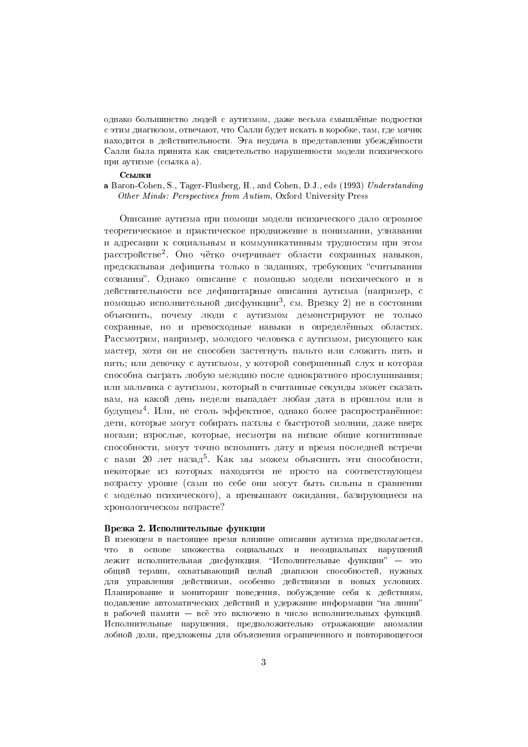однако большинство людей с аутизмом, даже весьма смышлёные подростки с этим диагнозом, отвечают, что Салли будет искать в коробке, там, где мячик находится в действительности. Эта неудача в представлении убеждённости Салли была принята как свидетельство нарушенности модели психического при аутизме (ссылка a).

**Ссылки**

**a** Baron-Cohen, S., Tager-Flusberg, H., and Cohen, D.J., eds (1993) *Understanding Other Minds: Perspectives from Autism*, Oxford University Press

Описание аутизма при помощи модели психического дало огромное теоретическиое и практическое продвижение в понимании, узнавании и адресации к социальным и коммуникативным трудностям при этом расстройстве[2]. Оно чётко очерчивает области сохранных навыков, предсказывая дефициты только в заданиях, требующих "считывания сознания". Однако описание с помощью модели психического и в действительности все дефицитарные описания аутизма (например, с помощью исполнительной дисфункции[3], см. Врезку 2) не в состоянии объяснить, почему люди с аутизмом демонстрируют не только сохранные, но и превосходные навыки в определённых областях. Рассмотрим, например, молодого человека с аутизмом, рисующего как мастер, хотя он не способен застегнуть пальто или сложить пять и пять; или девочку с аутизмом, у которой совершенный слух и которая способна сыграть любую мелодию после однократного прослушивания; или мальчика с аутизмом, который в считанные секунды может сказать вам, на какой день недели выпадает любая дата в прошлом или в будущем[4]. Или, не столь эффектное, однако более распространённое: дети, которые могут собирать паззлы с быстротой молнии, даже вверх ногами; взрослые, которые, несмотря на низкие общие когнитивные способности, могут точно вспомнить дату и время последней встречи с вами 20 лет назад[5]. Как мы можем объяснить эти способности, некоторые из которых находятся не просто на соответствующем возрасту уровне (сами по себе они могут быть сильны в сравнении с моделью психического), а превышают ожидания, базирующиеся на хронологическом возрасте?

### Врезка 2. Исполнительные функции

В имеющем в настоящее время влияние описании аутизма предполагается, что в основе множества социальных и несоциальных нарушений лежит исполнительная дисфункция. "Исполнительные функции" — это общий термин, охватывающий целый диапазон способностей, нужных для управления действиями, особенно действиями в новых условиях. Планирование и мониторинг поведения, побуждение себя к действиям, подавление автоматических действий и удержание информации "на линии" в рабочей памяти — всё это включено в число исполнительных функций. Исполнительные нарушения, предположительно отражающие аномалии лобной доли, предложены для объяснения ограниченного и повторяющегося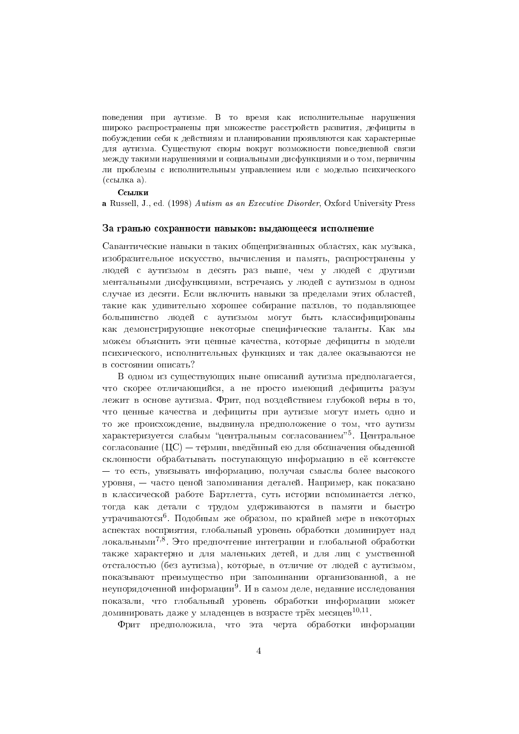поведения при аутизме. В то время как исполнительные нарушения широко распространены при множестве расстройств развития, дефициты в побуждении себя к действиям и планировании проявляются как характерные для аутизма. Существуют споры вокруг возможности повседневной связи между такими нарушениями и социальными дисфункциями и о том, первичны ли проблемы с исполнительным управлением или с моделью психического (ссылка a).

**Ссылки**

**a** Russell, J., ed. (1998) *Autism as an Executive Disorder*, Oxford University Press

## За гранью сохранности навыков: выдающееся исполнение

Савантические навыки в таких общепризнанных областях, как музыка, изобразительное искусство, вычисления и память, распространены у людей с аутизмом в десять раз выше, чем у людей с другими ментальными дисфункциями, встречаясь у людей с аутизмом в одном случае из десяти. Если включить навыки за пределами этих областей, такие как удивительно хорошее собирание паззлов, то подавляющее большинство людей с аутизмом могут быть классифицированы как демонстрирующие некоторые специфические таланты. Как мы можем объяснить эти ценные качества, которые дефициты в модели психического, исполнительных функциях и так далее оказываются не в состоянии описать?

В одном из существующих ныне описаний аутизма предполагается, что скорее отличающийся, а не просто имеющий дефициты разум лежит в основе аутизма. Фрит, под воздействием глубокой веры в то, что ценные качества и дефициты при аутизме могут иметь одно и то же происхождение, выдвинула предположение о том, что аутизм характеризуется слабым "центральным согласованием"[5]. Центральное согласование (ЦС) — термин, введённый ею для обозначения обыденной склонности обрабатывать поступающую информацию в её контексте — то есть, увязывать информацию, получая смыслы более высокого уровня, — часто ценой запоминания деталей. Например, как показано в классической работе Бартлетта, суть истории вспоминается легко, тогда как детали с трудом удерживаются в памяти и быстро утрачиваются[6]. Подобным же образом, по крайней мере в некоторых аспектах восприятия, глобальный уровень обработки доминирует над локальными[7,8]. Это предпочтение интеграции и глобальной обработки также характерно и для маленьких детей, и для лиц с умственной отсталостью (без аутизма), которые, в отличие от людей с аутизмом, показывают преимущество при запоминании организованной, а не неупорядоченной информации[9]. И в самом деле, недавние исследования показали, что глобальный уровень обработки информации может доминировать даже у младенцев в возрасте трёх месяцев[10,11].

Фрит предположила, что эта черта обработки информации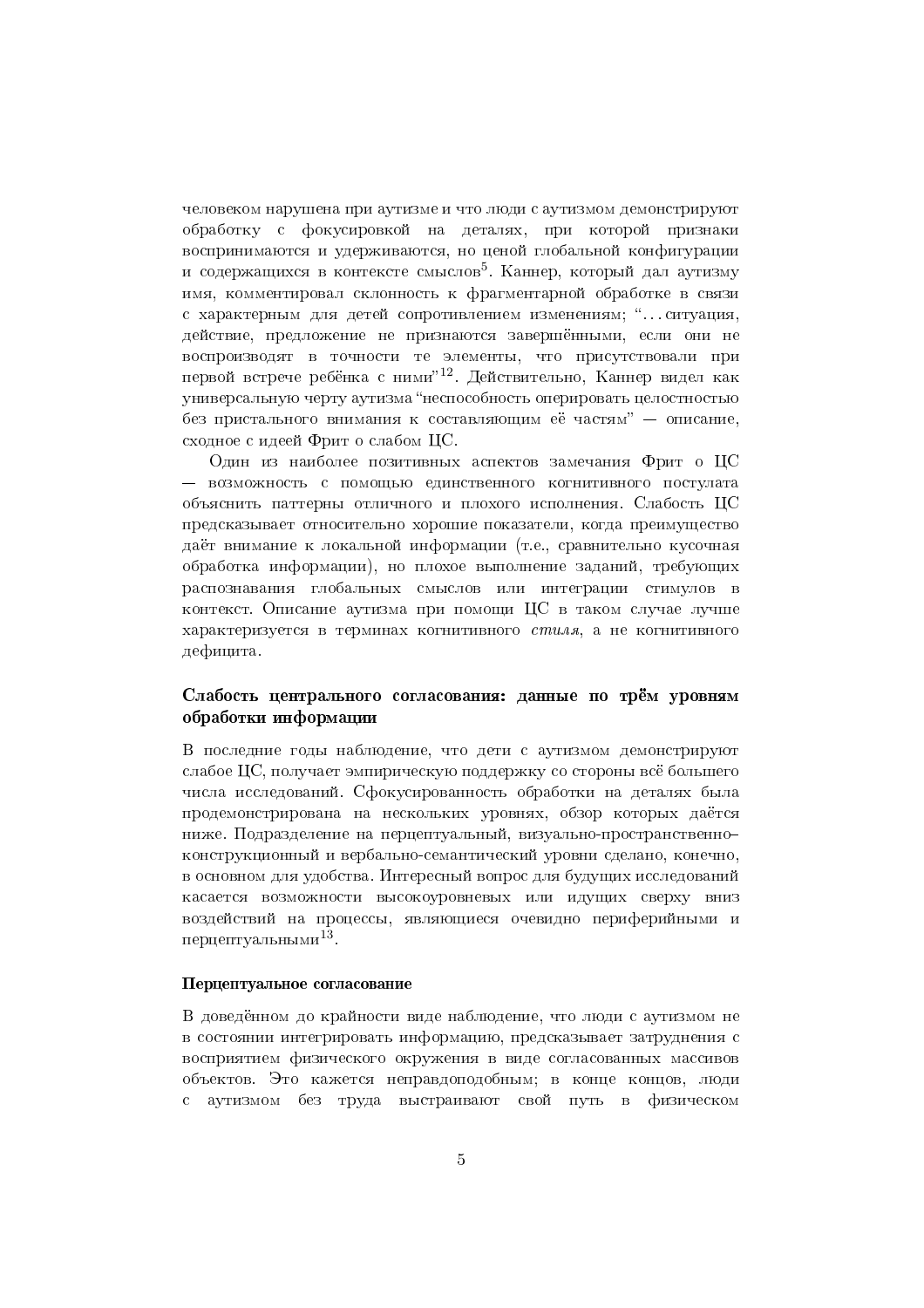человеком нарушена при аутизме и что люди с аутизмом демонстрируют обработку с фокусировкой на деталях, при которой признаки воспринимаются и удерживаются, но ценой глобальной конфигурации и содержащихся в контексте смыслов[5]. Каннер, который дал аутизму имя, комментировал склонность к фрагментарной обработке в связи с характерным для детей сопротивлением изменениям; "…ситуация, действие, предложение не признаются завершёнными, если они не воспроизводят в точности те элементы, что присутствовали при первой встрече ребёнка с ними"[12]. Действительно, Каннер видел как универсальную черту аутизма "неспособность оперировать целостностью без пристального внимания к составляющим её частям" — описание, сходное с идеей Фрит о слабом ЦС.

Один из наиболее позитивных аспектов замечания Фрит о ЦС — возможность с помощью единственного когнитивного постулата объяснить паттерны отличного и плохого исполнения. Слабость ЦС предсказывает относительно хорошие показатели, когда преимущество даёт внимание к локальной информации (т.е., сравнительно кусочная обработка информации), но плохое выполнение заданий, требующих распознавания глобальных смыслов или интеграции стимулов в контекст. Описание аутизма при помощи ЦС в таком случае лучше характеризуется в терминах когнитивного *стиля*, а не когнитивного дефицита.

## Слабость центрального согласования: данные по трём уровням обработки информации

В последние годы наблюдение, что дети с аутизмом демонстрируют слабое ЦС, получает эмпирическую поддержку со стороны всё большего числа исследований. Сфокусированность обработки на деталях была продемонстрирована на нескольких уровнях, обзор которых даётся ниже. Подразделение на перцептуальный, визуально-пространственно–конструкционный и вербально-семантический уровни сделано, конечно, в основном для удобства. Интересный вопрос для будущих исследований касается возможности высокоуровневых или идущих сверху вниз воздействий на процессы, являющиеся очевидно периферийными и перцептуальными[13].

### Перцептуальное согласование

В доведённом до крайности виде наблюдение, что люди с аутизмом не в состоянии интегрировать информацию, предсказывает затруднения с восприятием физического окружения в виде согласованных массивов объектов. Это кажется неправдоподобным; в конце концов, люди с аутизмом без труда выстраивают свой путь в физическом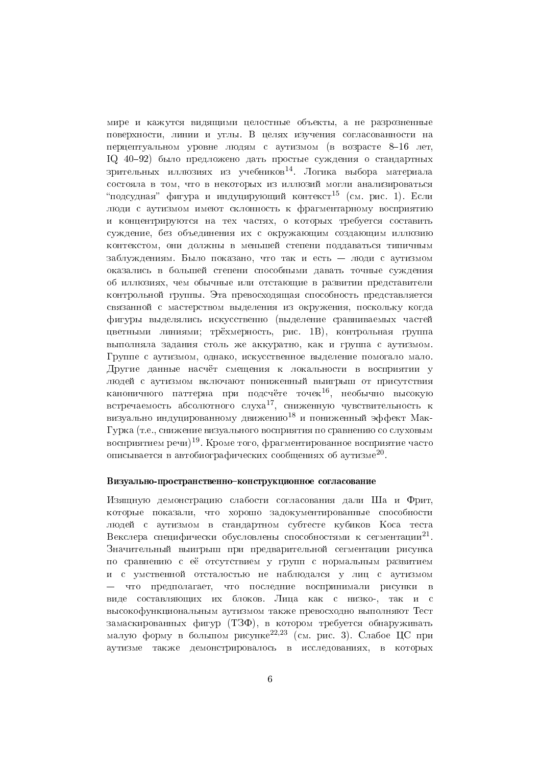мире и кажутся видящими целостные объекты, а не разрозненные поверхности, линии и углы. В целях изучения согласованности на перцептуальном уровне людям с аутизмом (в возрасте 8–16 лет, IQ 40–92) было предложено дать простые суждения о стандартных зрительных иллюзиях из учебников[14]. Логика выбора материала состояла в том, что в некоторых из иллюзий могли анализироваться "подсудная" фигура и индуцирующий контекст[15] (см. рис. 1). Если люди с аутизмом имеют склонность к фрагментарному восприятию и концентрируются на тех частях, о которых требуется составить суждение, без объединения их с окружающим создающим иллюзию контекстом, они должны в меньшей степени поддаваться типичным заблуждениям. Было показано, что так и есть — люди с аутизмом оказались в большей степени способными давать точные суждения об иллюзиях, чем обычные или отстающие в развитии представители контрольной группы. Эта превосходящая способность представляется связанной с мастерством выделения из окружения, поскольку когда фигуры выделялись искусственно (выделение сравниваемых частей цветными линиями; трёхмерность, рис. 1B), контрольная группа выполняла задания столь же аккуратно, как и группа с аутизмом. Группе с аутизмом, однако, искусственное выделение помогало мало. Другие данные насчёт смещения к локальности в восприятии у людей с аутизмом включают пониженный выигрыш от присутствия каноничного паттерна при подсчёте точек[16], необычно высокую встречаемость абсолютного слуха[17], сниженную чувствительность к визуально индуцированному движению[18] и пониженный эффект МакГурка (т.е., снижение визуального восприятия по сравнению со слуховым восприятием речи)[19]. Кроме того, фрагментированное восприятие часто описывается в автобиографических сообщениях об аутизме[20].

### Визуально-пространственно–конструкционное согласование

Изящную демонстрацию слабости согласования дали Ша и Фрит, которые показали, что хорошо задокументированные способности людей с аутизмом в стандартном субтесте кубиков Коса теста Векслера специфически обусловлены способностями к сегментации[21]. Значительный выигрыш при предварительной сегментации рисунка по сравнению с её отсутствием у групп с нормальным развитием и с умственной отсталостью не наблюдался у лиц с аутизмом — что предполагает, что последние воспринимали рисунки в виде составляющих их блоков. Лица как с низко-, так и с высокофункциональным аутизмом также превосходно выполняют Тест замаскированных фигур (ТЗФ), в котором требуется обнаруживать малую форму в большом рисунке[22,23] (см. рис. 3). Слабое ЦС при аутизме также демонстрировалось в исследованиях, в которых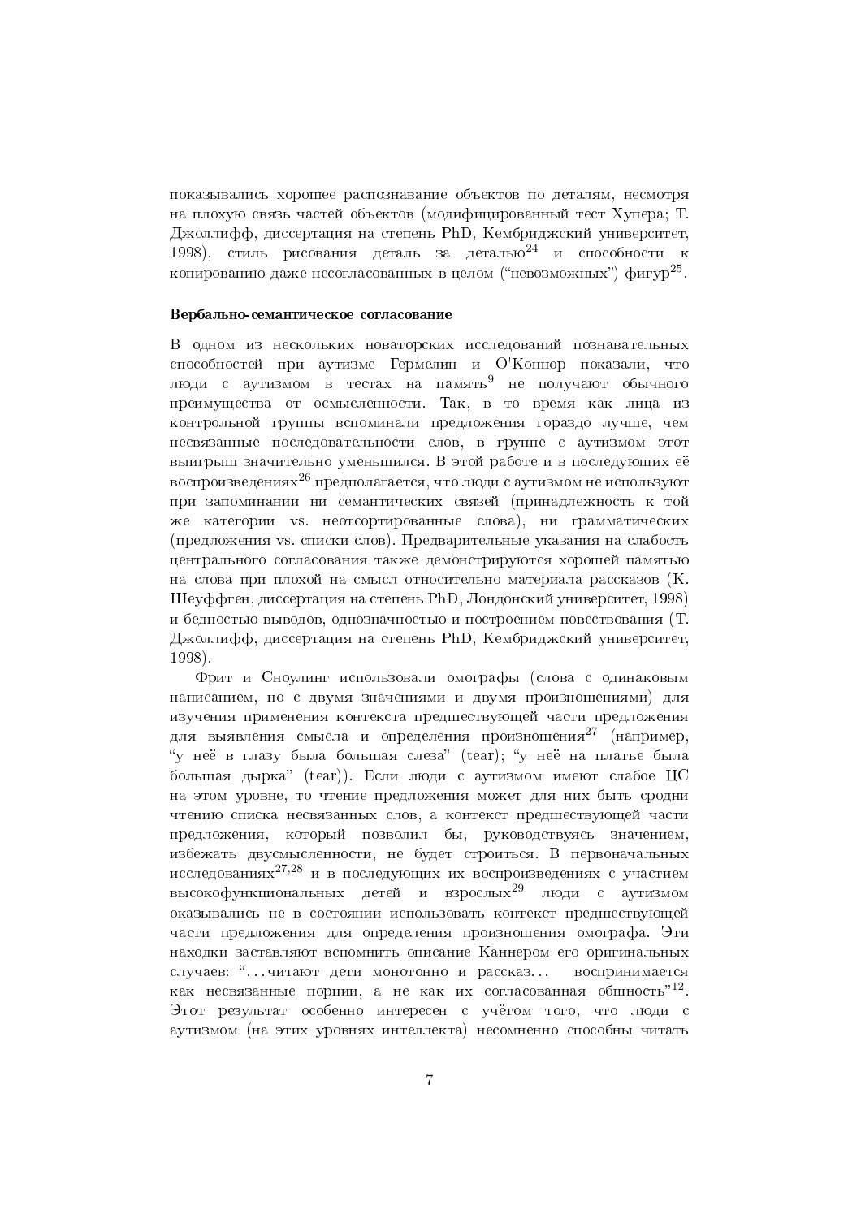показывались хорошее распознавание объектов по деталям, несмотря на плохую связь частей объектов (модифицированный тест Хупера; Т. Джоллифф, диссертация на степень PhD, Кембриджский университет, 1998), стиль рисования деталь за деталью[24] и способности к копированию даже несогласованных в целом ("невозможных") фигур[25].

### Вербально-семантическое согласование

В одном из нескольких новаторских исследований познавательных способностей при аутизме Гермелин и О'Коннор показали, что люди с аутизмом в тестах на память[9] не получают обычного преимущества от осмысленности. Так, в то время как лица из контрольной группы вспоминали предложения гораздо лучше, чем несвязанные последовательности слов, в группе с аутизмом этот выигрыш значительно уменьшился. В этой работе и в последующих её воспроизведениях[26] предполагается, что люди с аутизмом не используют при запоминании ни семантических связей (принадлежность к той же категории vs. неотсортированные слова), ни грамматических (предложения vs. списки слов). Предварительные указания на слабость центрального согласования также демонстрируются хорошей памятью на слова при плохой на смысл относительно материала рассказов (К. Шеуффген, диссертация на степень PhD, Лондонский университет, 1998) и бедностью выводов, однозначностью и построением повествования (Т. Джоллифф, диссертация на степень PhD, Кембриджский университет, 1998).

Фрит и Сноулинг использовали омографы (слова с одинаковым написанием, но с двумя значениями и двумя произношениями) для изучения применения контекста предшествующей части предложения для выявления смысла и определения произношения[27] (например, "у неё в глазу была большая слеза" (tear); "у неё на платье была большая дырка" (tear)). Если люди с аутизмом имеют слабое ЦС на этом уровне, то чтение предложения может для них быть сродни чтению списка несвязанных слов, а контекст предшествующей части предложения, который позволил бы, руководствуясь значением, избежать двусмысленности, не будет строиться. В первоначальных исследованиях[27,28] и в последующих их воспроизведениях с участием высокофункциональных детей и взрослых[29] люди с аутизмом оказывались не в состоянии использовать контекст предшествующей части предложения для определения произношения омографа. Эти находки заставляют вспомнить описание Каннером его оригинальных случаев: "...читают дети монотонно и рассказ... воспринимается как несвязанные порции, а не как их согласованная общность"[12]. Этот результат особенно интересен с учётом того, что люди с аутизмом (на этих уровнях интеллекта) несомненно способны читать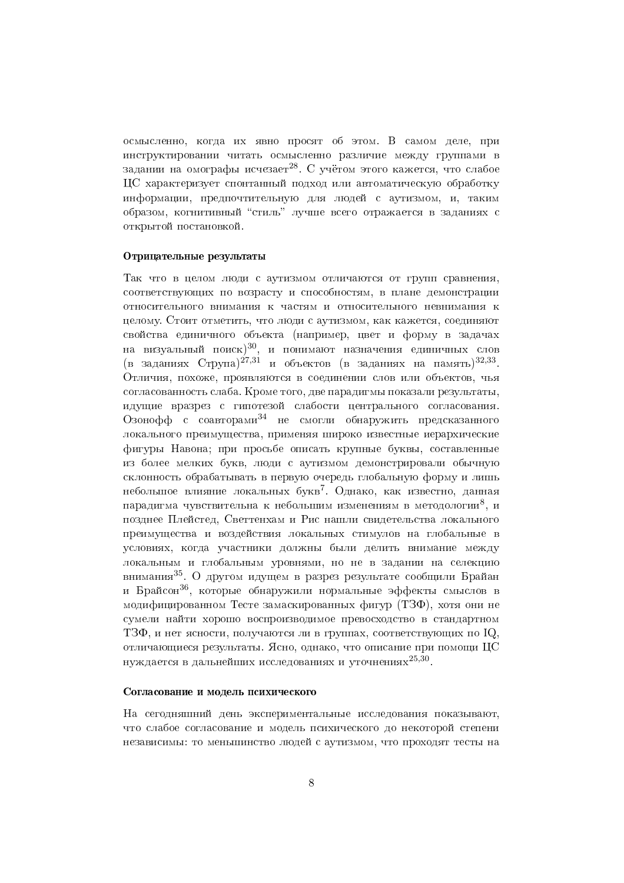осмысленно, когда их явно просят об этом. В самом деле, при инструктировании читать осмысленно различие между группами в задании на омографы исчезает[28]. С учётом этого кажется, что слабое ЦС характеризует спонтанный подход или автоматическую обработку информации, предпочтительную для людей с аутизмом, и, таким образом, когнитивный "стиль" лучше всего отражается в заданиях с открытой постановкой.

### Отрицательные результаты

Так что в целом люди с аутизмом отличаются от групп сравнения, соответствующих по возрасту и способностям, в плане демонстрации относительного внимания к частям и относительного невнимания к целому. Стоит отметить, что люди с аутизмом, как кажется, соединяют свойства единичного объекта (например, цвет и форму в задачах на визуальный поиск)[30], и понимают назначения единичных слов (в заданиях Струпа)[27,31] и объектов (в заданиях на память)[32,33]. Отличия, похоже, проявляются в соединении слов или объектов, чья согласованность слаба. Кроме того, две парадигмы показали результаты, идущие вразрез с гипотезой слабости центрального согласования. Озонофф с соавторами[34] не смогли обнаружить предсказанного локального преимущества, применяя широко известные иерархические фигуры Навона; при просьбе описать крупные буквы, составленные из более мелких букв, люди с аутизмом демонстрировали обычную склонность обрабатывать в первую очередь глобальную форму и лишь небольшое влияние локальных букв[7]. Однако, как известно, данная парадигма чувствительна к небольшим изменениям в методологии[8], и позднее Плейстед, Светтенхам и Рис нашли свидетельства локального преимущества и воздействия локальных стимулов на глобальные в условиях, когда участники должны были делить внимание между локальным и глобальным уровнями, но не в задании на селекцию внимания[35]. О другом идущем в разрез результате сообщили Брайан и Брайсон[36], которые обнаружили нормальные эффекты смыслов в модифицированном Тесте замаскированных фигур (ТЗФ), хотя они не сумели найти хорошо воспроизводимое превосходство в стандартном ТЗФ, и нет ясности, получаются ли в группах, соответствующих по IQ, отличающиеся результаты. Ясно, однако, что описание при помощи ЦС нуждается в дальнейших исследованиях и уточнениях[25,30].

### Согласование и модель психического

На сегодняшний день экспериментальные исследования показывают, что слабое согласование и модель психического до некоторой степени независимы: то меньшинство людей с аутизмом, что проходят тесты на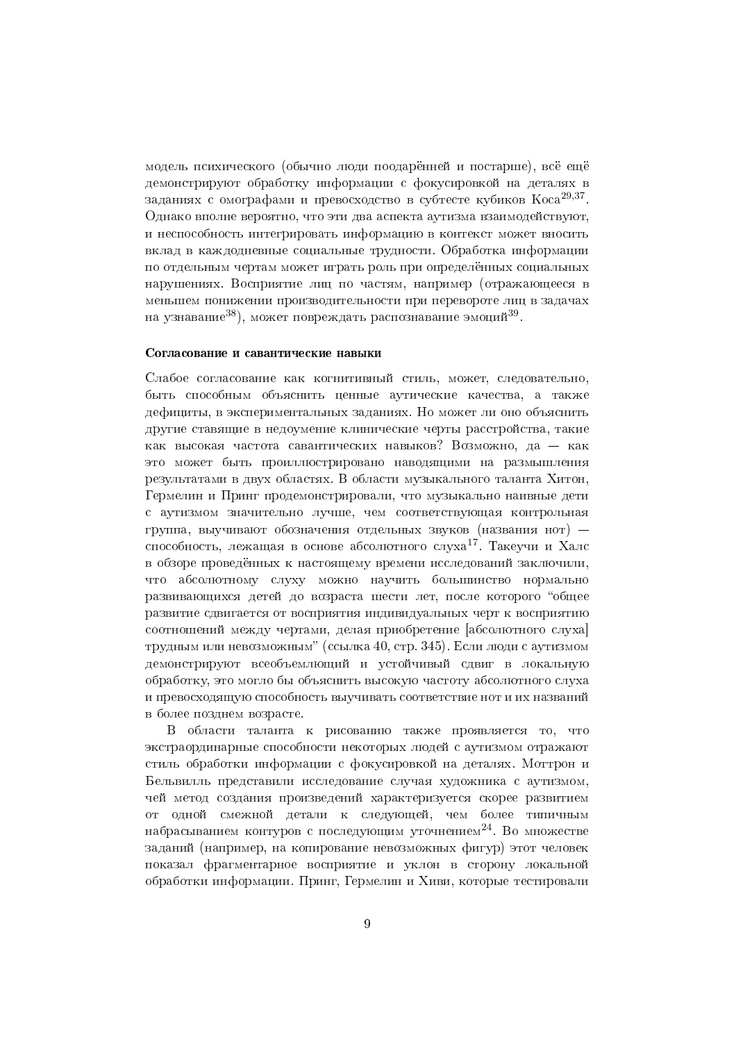модель психического (обычно люди поодарённей и постарше), всё ещё демонстрируют обработку информации с фокусировкой на деталях в заданиях с омографами и превосходство в субтесте кубиков Коса[29,37]. Однако вполне вероятно, что эти два аспекта аутизма взаимодействуют, и неспособность интегрировать информацию в контекст может вносить вклад в каждодневные социальные трудности. Обработка информации по отдельным чертам может играть роль при определённых социальных нарушениях. Восприятие лиц по частям, например (отражающееся в меньшем понижении производительности при перевороте лиц в задачах на узнавание[38]), может повреждать распознавание эмоций[39].

**Согласование и савантические навыки**

Слабое согласование как когнитивный стиль, может, следовательно, быть способным объяснить ценные аутические качества, а также дефициты, в экспериментальных заданиях. Но может ли оно объяснить другие ставящие в недоумение клинические черты расстройства, такие как высокая частота савантических навыков? Возможно, да — как это может быть проиллюстрировано наводящими на размышления результатами в двух областях. В области музыкального таланта Хитон, Гермелин и Принг продемонстрировали, что музыкально наивные дети с аутизмом значительно лучше, чем соответствующая контрольная группа, выучивают обозначения отдельных звуков (названия нот) — способность, лежащая в основе абсолютного слуха[17]. Такеучи и Халс в обзоре проведённых к настоящему времени исследований заключили, что абсолютному слуху можно научить большинство нормально развивающихся детей до возраста шести лет, после которого "общее развитие сдвигается от восприятия индивидуальных черт к восприятию соотношений между чертами, делая приобретение [абсолютного слуха] трудным или невозможным" (ссылка 40, стр. 345). Если люди с аутизмом демонстрируют всеобъемлющий и устойчивый сдвиг в локальную обработку, это могло бы объяснить высокую частоту абсолютного слуха и превосходящую способность выучивать соответствие нот и их названий в более позднем возрасте.

В области таланта к рисованию также проявляется то, что экстраординарные способности некоторых людей с аутизмом отражают стиль обработки информации с фокусировкой на деталях. Моттрон и Бельвилль представили исследование случая художника с аутизмом, чей метод создания произведений характеризуется скорее развитием от одной смежной детали к следующей, чем более типичным набрасыванием контуров с последующим уточнением[24]. Во множестве заданий (например, на копирование невозможных фигур) этот человек показал фрагментарное восприятие и уклон в сторону локальной обработки информации. Принг, Гермелин и Хиви, которые тестировали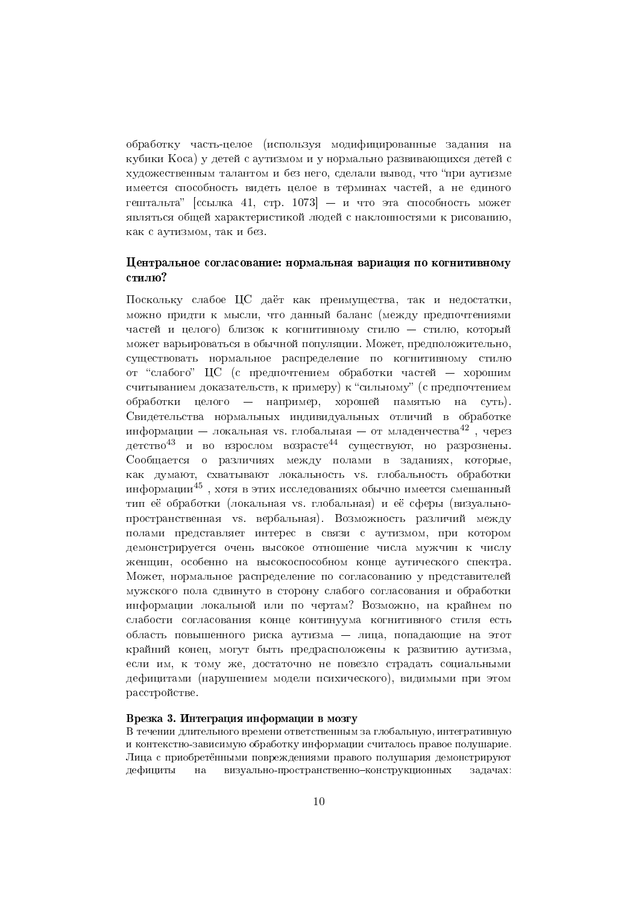обработку часть-целое (используя модифицированные задания на кубики Коса) у детей с аутизмом и у нормально развивающихся детей с художественным талантом и без него, сделали вывод, что "при аутизме имеется способность видеть целое в терминах частей, а не единого гештальта" [ссылка 41, стр. 1073] — и что эта способность может являться общей характеристикой людей с наклонностями к рисованию, как с аутизмом, так и без.

### Центральное согласование: нормальная вариация по когнитивному стилю?

Поскольку слабое ЦС даёт как преимущества, так и недостатки, можно придти к мысли, что данный баланс (между предпочтениями частей и целого) близок к когнитивному стилю — стилю, который может варьироваться в обычной популяции. Может, предположительно, существовать нормальное распределение по когнитивному стилю от "слабого" ЦС (с предпочтением обработки частей — хорошим считыванием доказательств, к примеру) к "сильному" (с предпочтением обработки целого — например, хорошей памятью на суть). Свидетельства нормальных индивидуальных отличий в обработке информации — локальная vs. глобальная — от младенчества[42], через детство[43] и во взрослом возрасте[44] существуют, но разрознены. Сообщается о различиях между полами в заданиях, которые, как думают, схватывают локальность vs. глобальность обработки информации[45], хотя в этих исследованиях обычно имеется смешанный тип её обработки (локальная vs. глобальная) и её сферы (визуально-пространственная vs. вербальная). Возможность различий между полами представляет интерес в связи с аутизмом, при котором демонстрируется очень высокое отношение числа мужчин к числу женщин, особенно на высокоспособном конце аутического спектра. Может, нормальное распределение по согласованию у представителей мужского пола сдвинуто в сторону слабого согласования и обработки информации локальной или по чертам? Возможно, на крайнем по слабости согласования конце континуума когнитивного стиля есть область повышенного риска аутизма — лица, попадающие на этот крайний конец, могут быть предрасположены к развитию аутизма, если им, к тому же, достаточно не повезло страдать социальными дефицитами (нарушением модели психического), видимыми при этом расстройстве.

**Врезка 3. Интеграция информации в мозгу**

В течении длительного времени ответственным за глобальную, интегративную и контекстно-зависимую обработку информации считалось правое полушарие. Лица с приобретёнными повреждениями правого полушария демонстрируют дефициты на визуально-пространственно–конструкционных задачах: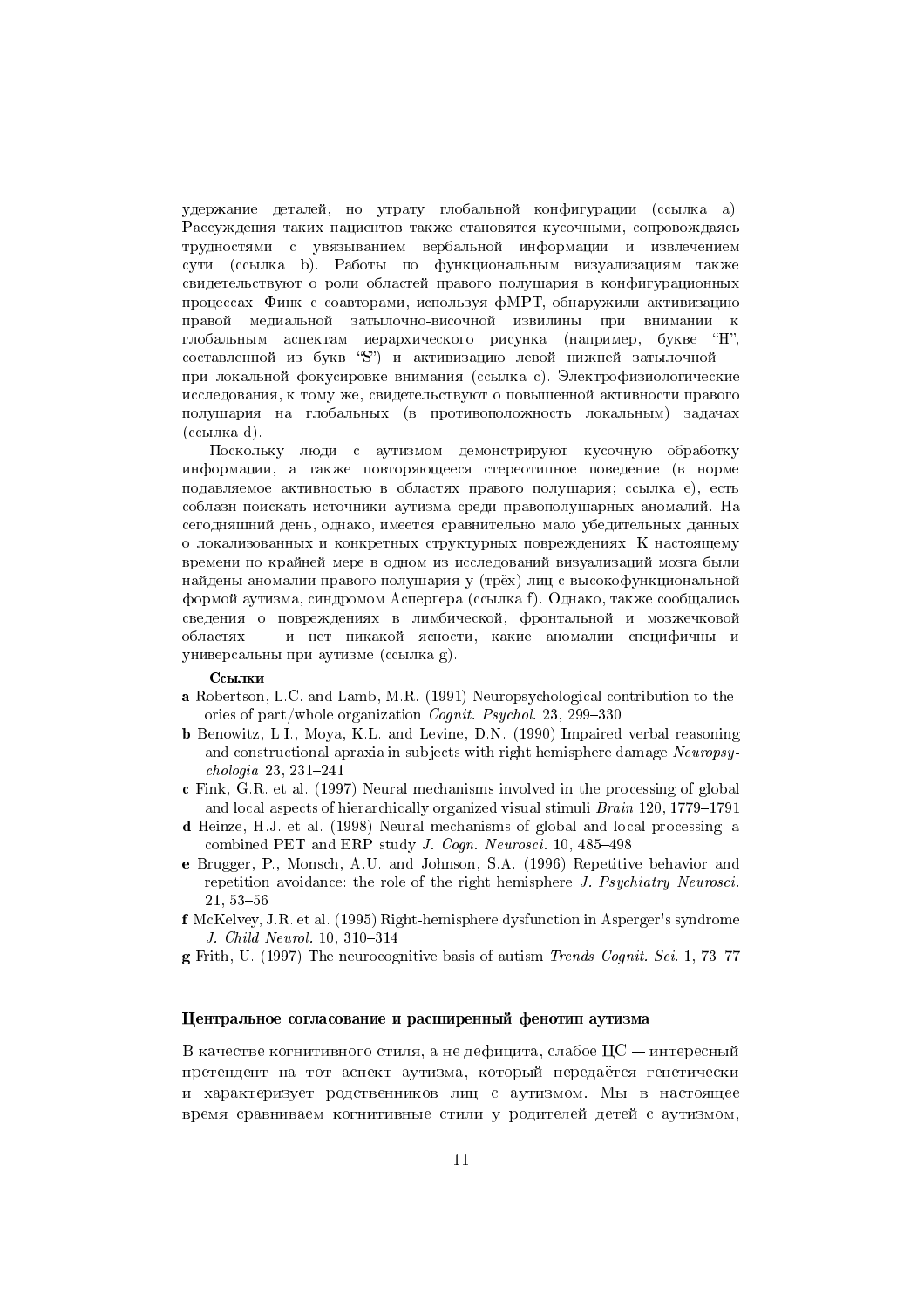удержание деталей, но утрату глобальной конфигурации (ссылка a). Рассуждения таких пациентов также становятся кусочными, сопровождаясь трудностями с увязыванием вербальной информации и извлечением сути (ссылка b). Работы по функциональным визуализациям также свидетельствуют о роли областей правого полушария в конфигурационных процессах. Финк с соавторами, используя фМРТ, обнаружили активизацию правой медиальной затылочно-височной извилины при внимании к глобальным аспектам иерархического рисунка (например, букве "H", составленной из букв "S") и активизацию левой нижней затылочной — при локальной фокусировке внимания (ссылка c). Электрофизиологические исследования, к тому же, свидетельствуют о повышенной активности правого полушария на глобальных (в противоположность локальным) задачах (ссылка d).

Поскольку люди с аутизмом демонстрируют кусочную обработку информации, а также повторяющееся стереотипное поведение (в норме подавляемое активностью в областях правого полушария; ссылка e), есть соблазн поискать источники аутизма среди правополушарных аномалий. На сегодняшний день, однако, имеется сравнительно мало убедительных данных о локализованных и конкретных структурных повреждениях. К настоящему времени по крайней мере в одном из исследований визуализаций мозга были найдены аномалии правого полушария у (трёх) лиц с высокофункциональной формой аутизма, синдромом Аспергера (ссылка f). Однако, также сообщались сведения о повреждениях в лимбической, фронтальной и мозжечковой областях — и нет никакой ясности, какие аномалии специфичны и универсальны при аутизме (ссылка g).

**Ссылки**

- **a** Robertson, L.C. and Lamb, M.R. (1991) Neuropsychological contribution to theories of part/whole organization *Cognit. Psychol.* 23, 299–330
- **b** Benowitz, L.I., Moya, K.L. and Levine, D.N. (1990) Impaired verbal reasoning and constructional apraxia in subjects with right hemisphere damage *Neuropsychologia* 23, 231–241
- **c** Fink, G.R. et al. (1997) Neural mechanisms involved in the processing of global and local aspects of hierarchically organized visual stimuli *Brain* 120, 1779–1791
- **d** Heinze, H.J. et al. (1998) Neural mechanisms of global and local processing: a combined PET and ERP study *J. Cogn. Neurosci.* 10, 485–498
- **e** Brugger, P., Monsch, A.U. and Johnson, S.A. (1996) Repetitive behavior and repetition avoidance: the role of the right hemisphere *J. Psychiatry Neurosci.* 21, 53–56
- **f** McKelvey, J.R. et al. (1995) Right-hemisphere dysfunction in Asperger's syndrome *J. Child Neurol.* 10, 310–314
- **g** Frith, U. (1997) The neurocognitive basis of autism *Trends Cognit. Sci.* 1, 73–77

### Центральное согласование и расширенный фенотип аутизма

В качестве когнитивного стиля, а не дефицита, слабое ЦС — интересный претендент на тот аспект аутизма, который передаётся генетически и характеризует родственников лиц с аутизмом. Мы в настоящее время сравниваем когнитивные стили у родителей детей с аутизмом,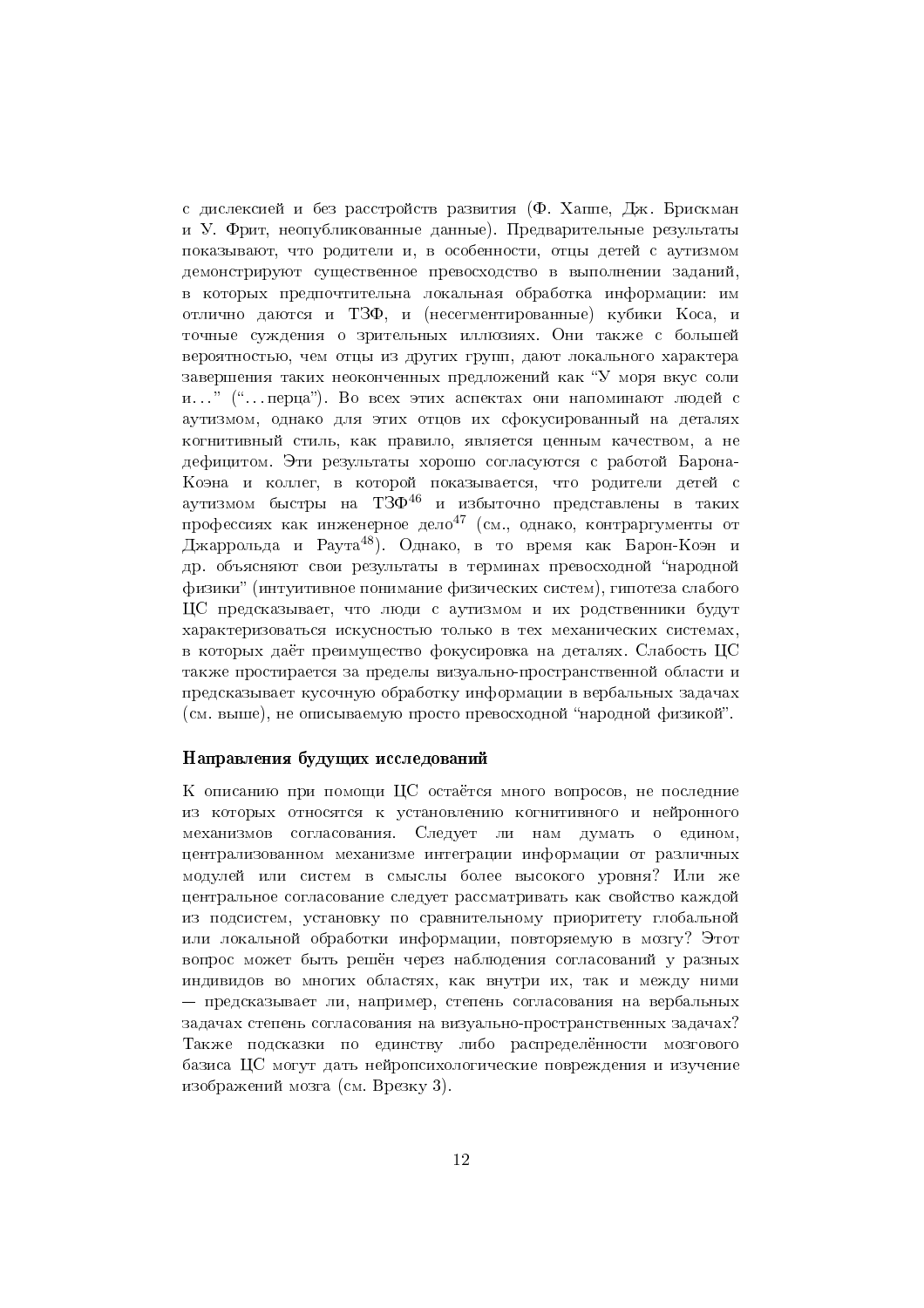с дислексией и без расстройств развития (Ф. Хаппе, Дж. Брискман и У. Фрит, неопубликованные данные). Предварительные результаты показывают, что родители и, в особенности, отцы детей с аутизмом демонстрируют существенное превосходство в выполнении заданий, в которых предпочтительна локальная обработка информации: им отлично даются и ТЗФ, и (несегментированные) кубики Коса, и точные суждения о зрительных иллюзиях. Они также с большей вероятностью, чем отцы из других групп, дают локального характера завершения таких неоконченных предложений как "У моря вкус соли и…" ("…перца"). Во всех этих аспектах они напоминают людей с аутизмом, однако для этих отцов их сфокусированный на деталях когнитивный стиль, как правило, является ценным качеством, а не дефицитом. Эти результаты хорошо согласуются с работой Барона-Коэна и коллег, в которой показывается, что родители детей с аутизмом быстры на ТЗФ[46] и избыточно представлены в таких профессиях как инженерное дело[47] (см., однако, контраргументы от Джаррольда и Раута[48]). Однако, в то время как Барон-Коэн и др. объясняют свои результаты в терминах превосходной "народной физики" (интуитивное понимание физических систем), гипотеза слабого ЦС предсказывает, что люди с аутизмом и их родственники будут характеризоваться искусностью только в тех механических системах, в которых даёт преимущество фокусировка на деталях. Слабость ЦС также простирается за пределы визуально-пространственной области и предсказывает кусочную обработку информации в вербальных задачах (см. выше), не описываемую просто превосходной "народной физикой".

## Направления будущих исследований

К описанию при помощи ЦС остаётся много вопросов, не последние из которых относятся к установлению когнитивного и нейронного механизмов согласования. Следует ли нам думать о едином, централизованном механизме интеграции информации от различных модулей или систем в смыслы более высокого уровня? Или же центральное согласование следует рассматривать как свойство каждой из подсистем, установку по сравнительному приоритету глобальной или локальной обработки информации, повторяемую в мозгу? Этот вопрос может быть решён через наблюдения согласований у разных индивидов во многих областях, как внутри их, так и между ними — предсказывает ли, например, степень согласования на вербальных задачах степень согласования на визуально-пространственных задачах? Также подсказки по единству либо распределённости мозгового базиса ЦС могут дать нейропсихологические повреждения и изучение изображений мозга (см. Врезку 3).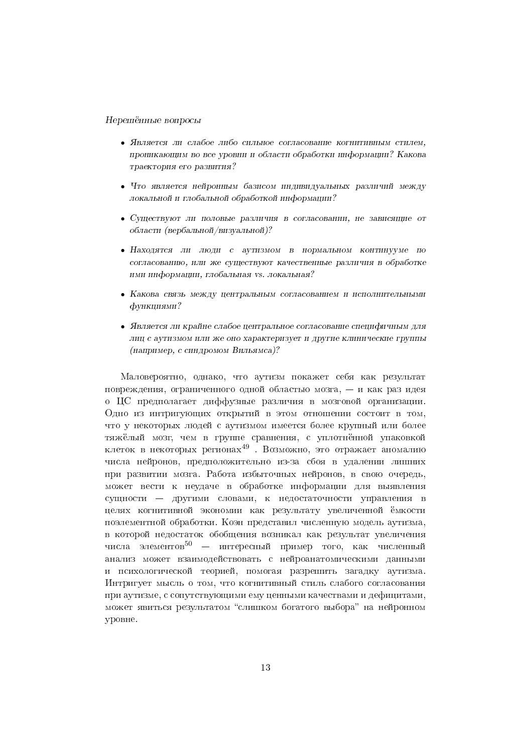*Нерешённые вопросы*

- *Является ли слабое либо сильное согласование когнитивным стилем, проникающим во все уровни и области обработки информации? Какова траектория его развития?*
- *Что является нейронным базисом индивидуальных различий между локальной и глобальной обработкой информации?*
- *Существуют ли половые различия в согласовании, не зависящие от области (вербальной/визуальной)?*
- *Находятся ли люди с аутизмом в нормальном континууме по согласованию, или же существуют качественные различия в обработке ими информации, глобальная vs. локальная?*
- *Какова связь между центральным согласованием и исполнительными функциями?*
- *Является ли крайне слабое центральное согласование специфичным для лиц с аутизмом или же оно характеризует и другие клинические группы (например, с синдромом Вильямса)?*

Маловероятно, однако, что аутизм покажет себя как результат повреждения, ограниченного одной областью мозга, — и как раз идея о ЦС предполагает диффузные различия в мозговой организации. Одно из интригующих открытий в этом отношении состоит в том, что у некоторых людей с аутизмом имеется более крупный или более тяжёлый мозг, чем в группе сравнения, с уплотнённой упаковкой клеток в некоторых регионах[49] . Возможно, это отражает аномалию числа нейронов, предположительно из-за сбоя в удалении лишних при развитии мозга. Работа избыточных нейронов, в свою очередь, может вести к неудаче в обработке информации для выявления сущности — другими словами, к недостаточности управления в целях когнитивной экономии как результату увеличенной ёмкости поэлементной обработки. Коэн представил численную модель аутизма, в которой недостаток обобщения возникал как результат увеличения числа элементов[50] — интересный пример того, как численный анализ может взаимодействовать с нейроанатомическими данными и психологической теорией, помогая разрешить загадку аутизма. Интригует мысль о том, что когнитивный стиль слабого согласования при аутизме, с сопутствующими ему ценными качествами и дефицитами, может явиться результатом "слишком богатого выбора" на нейронном уровне.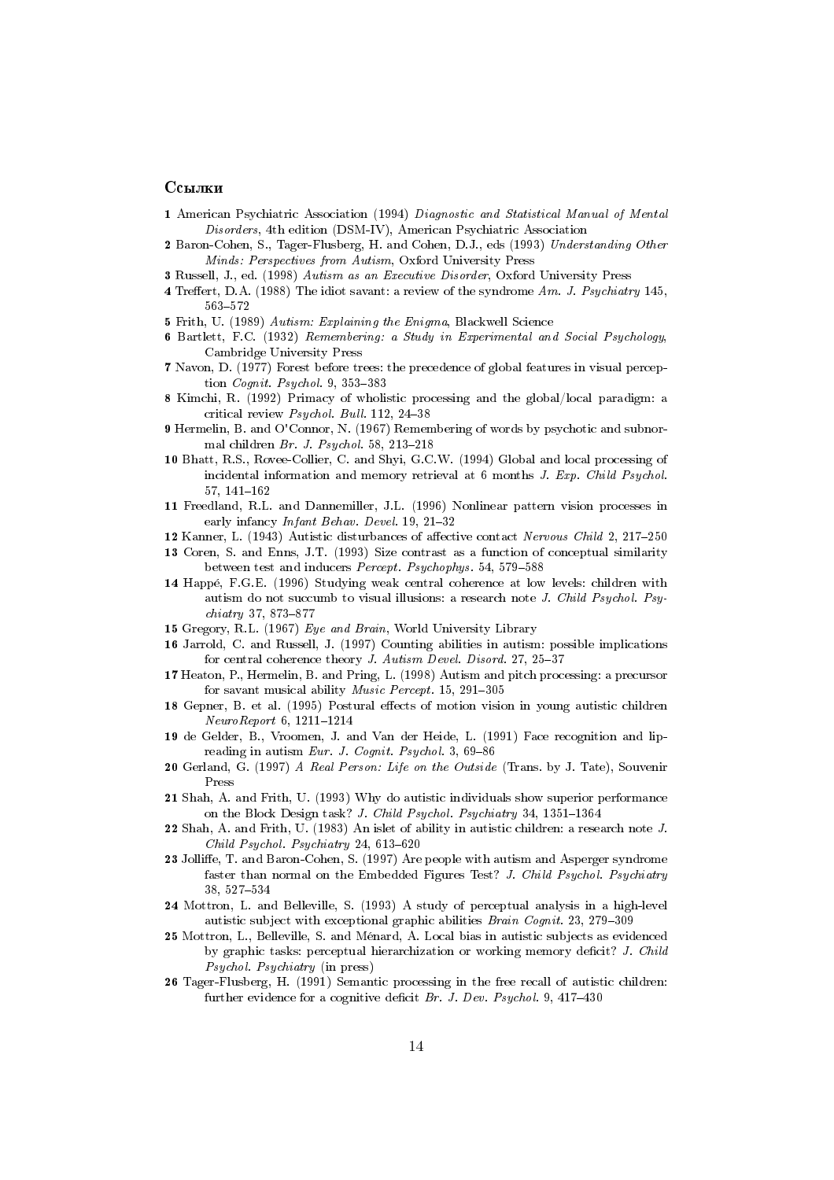## Ссылки

**1** American Psychiatric Association (1994) *Diagnostic and Statistical Manual of Mental Disorders*, 4th edition (DSM-IV), American Psychiatric Association

**2** Baron-Cohen, S., Tager-Flusberg, H. and Cohen, D.J., eds (1993) *Understanding Other Minds: Perspectives from Autism*, Oxford University Press

**3** Russell, J., ed. (1998) *Autism as an Executive Disorder*, Oxford University Press

**4** Treffert, D.A. (1988) The idiot savant: a review of the syndrome *Am. J. Psychiatry* 145, 563–572

**5** Frith, U. (1989) *Autism: Explaining the Enigma*, Blackwell Science

**6** Bartlett, F.C. (1932) *Remembering: a Study in Experimental and Social Psychology*, Cambridge University Press

**7** Navon, D. (1977) Forest before trees: the precedence of global features in visual perception *Cognit. Psychol.* 9, 353–383

**8** Kimchi, R. (1992) Primacy of wholistic processing and the global/local paradigm: a critical review *Psychol. Bull.* 112, 24–38

**9** Hermelin, B. and O'Connor, N. (1967) Remembering of words by psychotic and subnormal children *Br. J. Psychol.* 58, 213–218

**10** Bhatt, R.S., Rovee-Collier, C. and Shyi, G.C.W. (1994) Global and local processing of incidental information and memory retrieval at 6 months *J. Exp. Child Psychol.* 57, 141–162

**11** Freedland, R.L. and Dannemiller, J.L. (1996) Nonlinear pattern vision processes in early infancy *Infant Behav. Devel.* 19, 21–32

**12** Kanner, L. (1943) Autistic disturbances of affective contact *Nervous Child* 2, 217–250

**13** Coren, S. and Enns, J.T. (1993) Size contrast as a function of conceptual similarity between test and inducers *Percept. Psychophys.* 54, 579–588

**14** Happé, F.G.E. (1996) Studying weak central coherence at low levels: children with autism do not succumb to visual illusions: a research note *J. Child Psychol. Psychiatry* 37, 873–877

**15** Gregory, R.L. (1967) *Eye and Brain*, World University Library

**16** Jarrold, C. and Russell, J. (1997) Counting abilities in autism: possible implications for central coherence theory *J. Autism Devel. Disord.* 27, 25–37

**17** Heaton, P., Hermelin, B. and Pring, L. (1998) Autism and pitch processing: a precursor for savant musical ability *Music Percept.* 15, 291–305

**18** Gepner, B. et al. (1995) Postural effects of motion vision in young autistic children *NeuroReport* 6, 1211–1214

**19** de Gelder, B., Vroomen, J. and Van der Heide, L. (1991) Face recognition and lip-reading in autism *Eur. J. Cognit. Psychol.* 3, 69–86

**20** Gerland, G. (1997) *A Real Person: Life on the Outside* (Trans. by J. Tate), Souvenir Press

**21** Shah, A. and Frith, U. (1993) Why do autistic individuals show superior performance on the Block Design task? *J. Child Psychol. Psychiatry* 34, 1351–1364

**22** Shah, A. and Frith, U. (1983) An islet of ability in autistic children: a research note *J. Child Psychol. Psychiatry* 24, 613–620

**23** Jolliffe, T. and Baron-Cohen, S. (1997) Are people with autism and Asperger syndrome faster than normal on the Embedded Figures Test? *J. Child Psychol. Psychiatry* 38, 527–534

**24** Mottron, L. and Belleville, S. (1993) A study of perceptual analysis in a high-level autistic subject with exceptional graphic abilities *Brain Cognit.* 23, 279–309

**25** Mottron, L., Belleville, S. and Ménard, A. Local bias in autistic subjects as evidenced by graphic tasks: perceptual hierarchization or working memory deficit? *J. Child Psychol. Psychiatry* (in press)

**26** Tager-Flusberg, H. (1991) Semantic processing in the free recall of autistic children: further evidence for a cognitive deficit *Br. J. Dev. Psychol.* 9, 417–430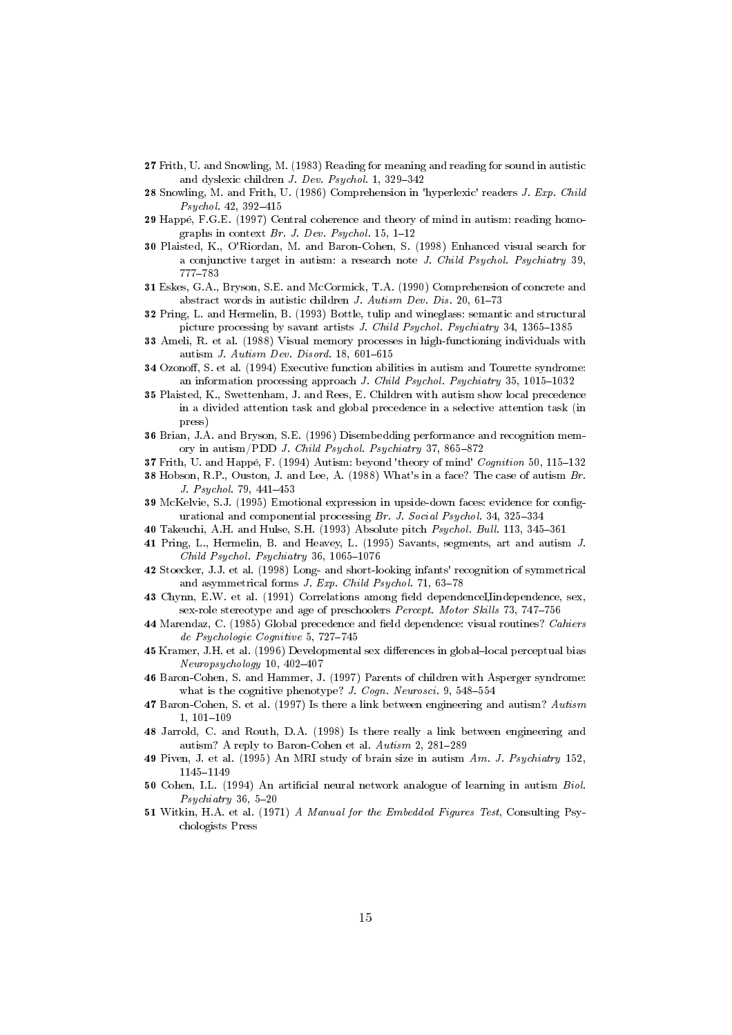**27** Frith, U. and Snowling, M. (1983) Reading for meaning and reading for sound in autistic and dyslexic children *J. Dev. Psychol.* 1, 329–342

**28** Snowling, M. and Frith, U. (1986) Comprehension in 'hyperlexic' readers *J. Exp. Child Psychol.* 42, 392–415

**29** Happé, F.G.E. (1997) Central coherence and theory of mind in autism: reading homographs in context *Br. J. Dev. Psychol.* 15, 1–12

**30** Plaisted, K., O'Riordan, M. and Baron-Cohen, S. (1998) Enhanced visual search for a conjunctive target in autism: a research note *J. Child Psychol. Psychiatry* 39, 777–783

**31** Eskes, G.A., Bryson, S.E. and McCormick, T.A. (1990) Comprehension of concrete and abstract words in autistic children *J. Autism Dev. Dis.* 20, 61–73

**32** Pring, L. and Hermelin, B. (1993) Bottle, tulip and wineglass: semantic and structural picture processing by savant artists *J. Child Psychol. Psychiatry* 34, 1365–1385

**33** Ameli, R. et al. (1988) Visual memory processes in high-functioning individuals with autism *J. Autism Dev. Disord.* 18, 601–615

**34** Ozonoff, S. et al. (1994) Executive function abilities in autism and Tourette syndrome: an information processing approach *J. Child Psychol. Psychiatry* 35, 1015–1032

**35** Plaisted, K., Swettenham, J. and Rees, E. Children with autism show local precedence in a divided attention task and global precedence in a selective attention task (in press)

**36** Brian, J.A. and Bryson, S.E. (1996) Disembedding performance and recognition memory in autism/PDD *J. Child Psychol. Psychiatry* 37, 865–872

**37** Frith, U. and Happé, F. (1994) Autism: beyond 'theory of mind' *Cognition* 50, 115–132

**38** Hobson, R.P., Ouston, J. and Lee, A. (1988) What's in a face? The case of autism *Br. J. Psychol.* 79, 441–453

**39** McKelvie, S.J. (1995) Emotional expression in upside-down faces: evidence for configurational and componential processing *Br. J. Social Psychol.* 34, 325–334

**40** Takeuchi, A.H. and Hulse, S.H. (1993) Absolute pitch *Psychol. Bull.* 113, 345–361

**41** Pring, L., Hermelin, B. and Heavey, L. (1995) Savants, segments, art and autism *J. Child Psychol. Psychiatry* 36, 1065–1076

**42** Stoecker, J.J. et al. (1998) Long- and short-looking infants' recognition of symmetrical and asymmetrical forms *J. Exp. Child Psychol.* 71, 63–78

**43** Chynn, E.W. et al. (1991) Correlations among field dependenceIindependence, sex, sex-role stereotype and age of preschoolers *Percept. Motor Skills* 73, 747–756

**44** Marendaz, C. (1985) Global precedence and field dependence: visual routines? *Cahiers de Psychologie Cognitive* 5, 727–745

**45** Kramer, J.H. et al. (1996) Developmental sex differences in global–local perceptual bias *Neuropsychology* 10, 402–407

**46** Baron-Cohen, S. and Hammer, J. (1997) Parents of children with Asperger syndrome: what is the cognitive phenotype? *J. Cogn. Neurosci.* 9, 548–554

**47** Baron-Cohen, S. et al. (1997) Is there a link between engineering and autism? *Autism* 1, 101–109

**48** Jarrold, C. and Routh, D.A. (1998) Is there really a link between engineering and autism? A reply to Baron-Cohen et al. *Autism* 2, 281–289

**49** Piven, J. et al. (1995) An MRI study of brain size in autism *Am. J. Psychiatry* 152, 1145–1149

**50** Cohen, I.L. (1994) An artificial neural network analogue of learning in autism *Biol. Psychiatry* 36, 5–20

**51** Witkin, H.A. et al. (1971) *A Manual for the Embedded Figures Test*, Consulting Psychologists Press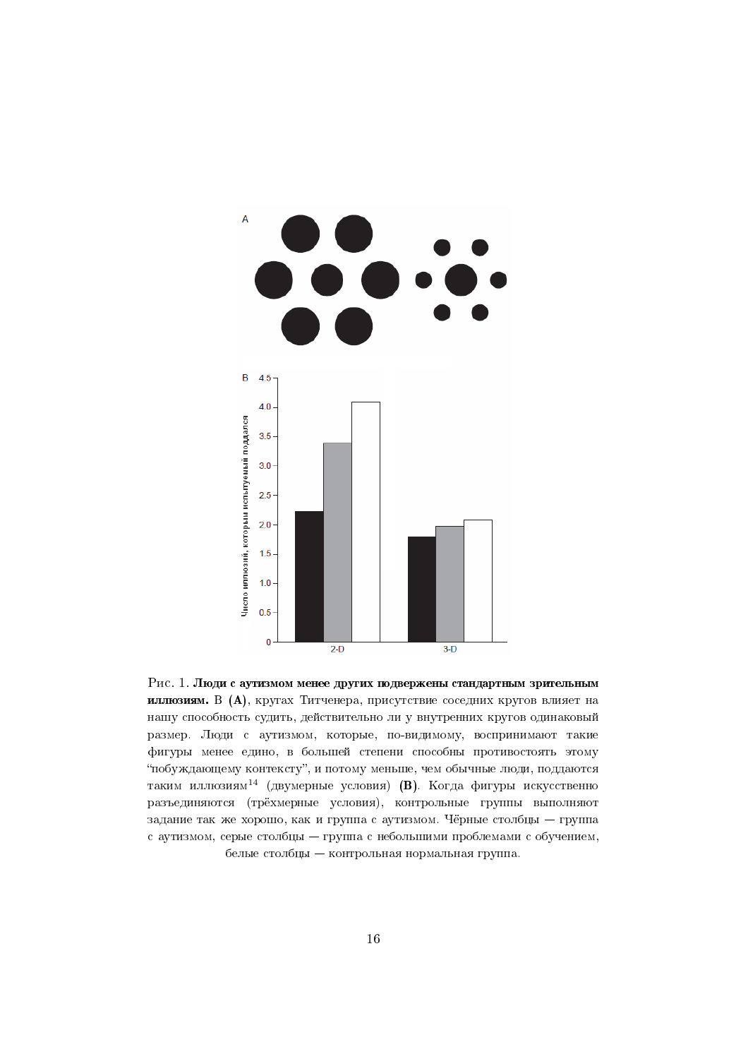Рис. 1. **Люди с аутизмом менее других подвержены стандартным зрительным иллюзиям.** В **(A)**, кругах Титченера, присутствие соседних кругов влияет на нашу способность судить, действительно ли у внутренних кругов одинаковый размер. Люди с аутизмом, которые, по-видимому, воспринимают такие фигуры менее едино, в большей степени способны противостоять этому "побуждающему контексту", и потому меньше, чем обычные люди, поддаются таким иллюзиям[14] (двумерные условия) **(B)**. Когда фигуры искусственно разъединяются (трёхмерные условия), контрольные группы выполняют задание так же хорошо, как и группа с аутизмом. Чёрные столбцы — группа с аутизмом, серые столбцы — группа с небольшими проблемами с обучением, белые столбцы — контрольная нормальная группа.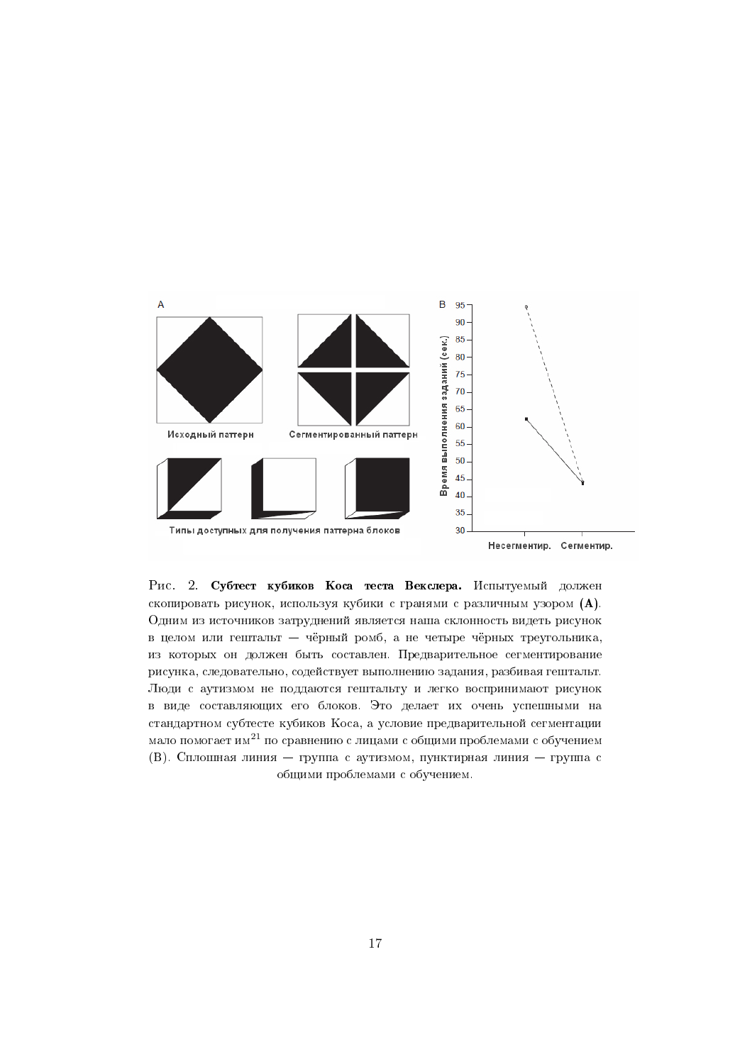Рис. 2. **Субтест кубиков Коса теста Векслера.** Испытуемый должен скопировать рисунок, используя кубики с гранями с различным узором **(A)**. Одним из источников затруднений является наша склонность видеть рисунок в целом или гештальт — чёрный ромб, а не четыре чёрных треугольника, из которых он должен быть составлен. Предварительное сегментирование рисунка, следовательно, содействует выполнению задания, разбивая гештальт. Люди с аутизмом не поддаются гештальту и легко воспринимают рисунок в виде составляющих его блоков. Это делает их очень успешными на стандартном субтесте кубиков Коса, а условие предварительной сегментации мало помогает им[21] по сравнению с лицами с общими проблемами с обучением (B). Сплошная линия — группа с аутизмом, пунктирная линия — группа с общими проблемами с обучением.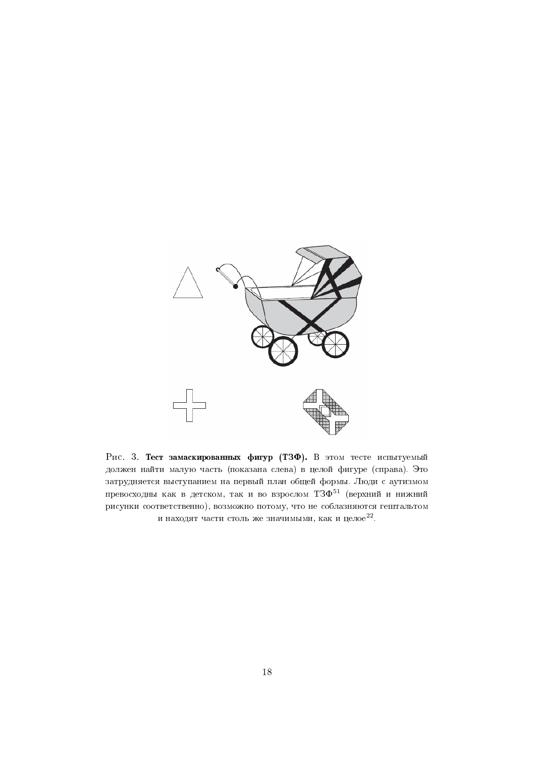Рис. 3. **Тест замаскированных фигур (ТЗФ).** В этом тесте испытуемый должен найти малую часть (показана слева) в целой фигуре (справа). Это затрудняется выступанием на первый план общей формы. Люди с аутизмом превосходны как в детском, так и во взрослом ТЗФ[51] (верхний и нижний рисунки соответственно), возможно потому, что не соблазняются гештальтом и находят части столь же значимыми, как и целое[22].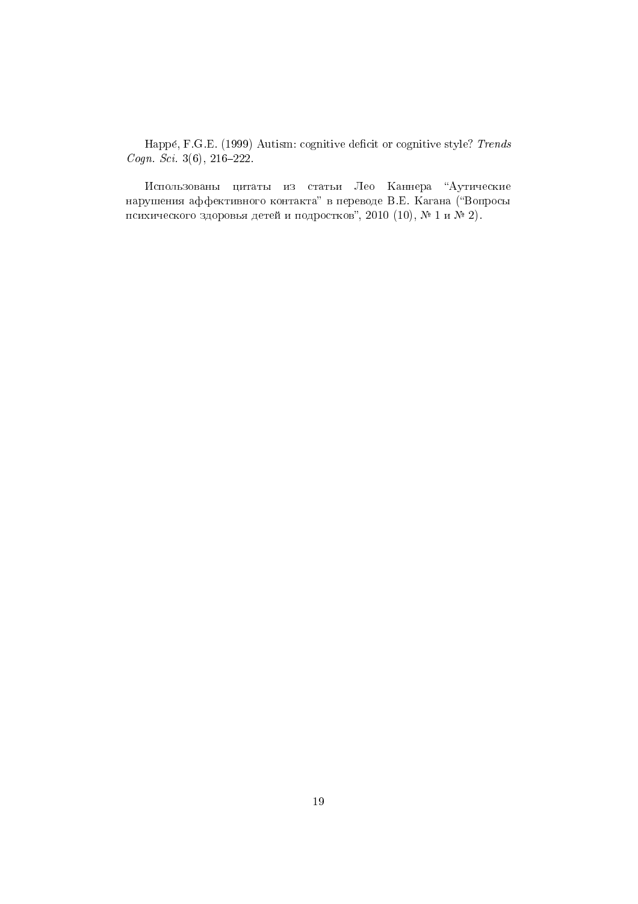Happé, F.G.E. (1999) Autism: cognitive deficit or cognitive style? *Trends Cogn. Sci.* 3(6), 216–222.

Использованы цитаты из статьи Лео Каннера "Аутические нарушения аффективного контакта" в переводе В.Е. Кагана ("Вопросы психического здоровья детей и подростков", 2010 (10), № 1 и № 2).